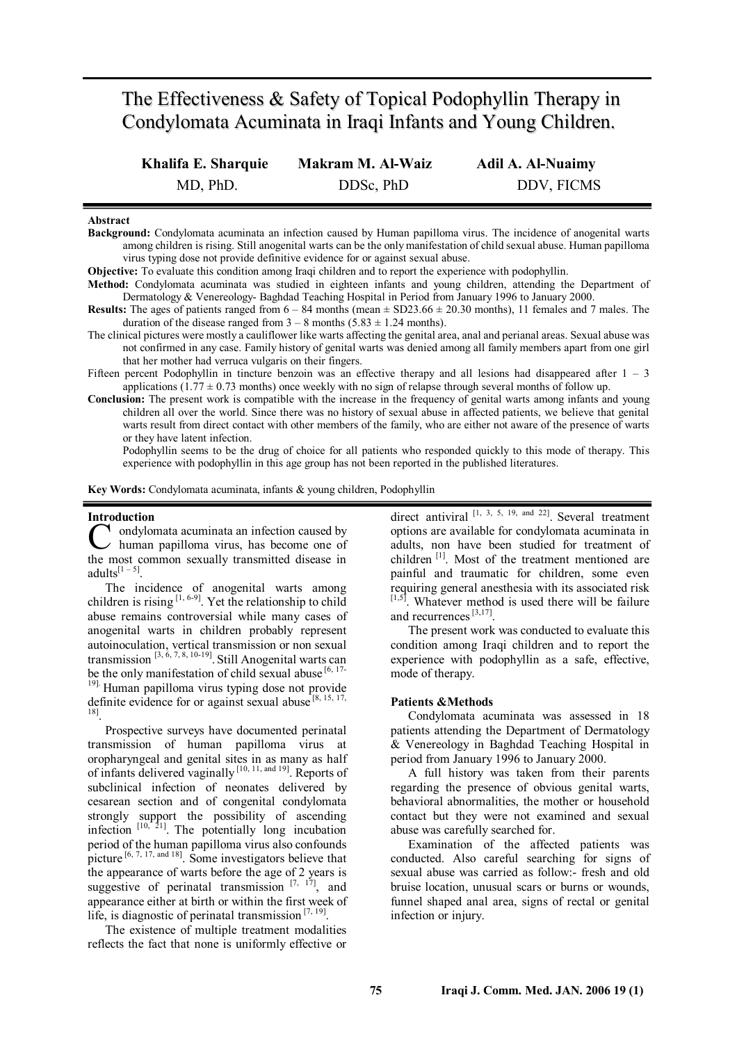# The Effectiveness & Safety of Topical Podophyllin Therapy in Condylomata Acuminata in Iraqi Infants and Young Children.

**Khalifa E. Sharquie** MD, PhD.

**Makram M. Al-Waiz** DDSc, PhD

**Adil A. Al-Nuaimy** DDV, FICMS

## Abstract

**Background:** Condylomata acuminata an infection caused by Human papilloma virus. The incidence of anogenital warts among children is rising. Still anogenital warts can be the only manifestation of child sexual abuse. Human papilloma virus typing dose not provide definitive evidence for or against sexual abuse.

**Objective:** To evaluate this condition among Iraqi children and to report the experience with podophyllin.

**Method:** Condylomata acuminata was studied in eighteen infants and young children, attending the Department of Dermatology & Venereology- Baghdad Teaching Hospital in Period from January 1996 to January 2000.

**Results:** The ages of patients ranged from 6 – 84 months (mean ± SD23.66 ± 20.30 months), 11 females and 7 males. The duration of the disease ranged from 3 – 8 months (5.83 ± 1.24 months).

The clinical pictures were mostly a cauliflower like warts affecting the genital area, anal and perianal areas. Sexual abuse was not confirmed in any case. Family history of genital warts was denied among all family members apart from one girl that her mother had verruca vulgaris on their fingers.

Fifteen percent Podophyllin in tincture benzoin was an effective therapy and all lesions had disappeared after 1 – 3 applications (1.77 ± 0.73 months) once weekly with no sign of relapse through several months of follow up.

**Conclusion:** The present work is compatible with the increase in the frequency of genital warts among infants and young children all over the world. Since there was no history of sexual abuse in affected patients, we believe that genital warts result from direct contact with other members of the family, who are either not aware of the presence of warts or they have latent infection.

Podophyllin seems to be the drug of choice for all patients who responded quickly to this mode of therapy. This experience with podophyllin in this age group has not been reported in the published literatures.

**Key Words:** Condylomata acuminata, infants & young children, Podophyllin

## Introduction

Condylomata acuminata an infection caused by human papilloma virus, has become one of the most common sexually transmitted disease in adults[1 – 5].

The incidence of anogenital warts among children is rising [1, 6-9]. Yet the relationship to child abuse remains controversial while many cases of anogenital warts in children probably represent autoinoculation, vertical transmission or non sexual transmission [3, 6, 7, 8, 10-19]. Still Anogenital warts can be the only manifestation of child sexual abuse [6, 17-19]. Human papilloma virus typing dose not provide definite evidence for or against sexual abuse [8, 15, 17, 18].

Prospective surveys have documented perinatal transmission of human papilloma virus at oropharyngeal and genital sites in as many as half of infants delivered vaginally [10, 11, and 19]. Reports of subclinical infection of neonates delivered by cesarean section and of congenital condylomata strongly support the possibility of ascending infection [10, 21]. The potentially long incubation period of the human papilloma virus also confounds picture [6, 7, 17, and 18]. Some investigators believe that the appearance of warts before the age of 2 years is suggestive of perinatal transmission [7, 17], and appearance either at birth or within the first week of life, is diagnostic of perinatal transmission [7, 19].

The existence of multiple treatment modalities reflects the fact that none is uniformly effective or direct antiviral [1, 3, 5, 19, and 22]. Several treatment options are available for condylomata acuminata in adults, non have been studied for treatment of children [1]. Most of the treatment mentioned are painful and traumatic for children, some even requiring general anesthesia with its associated risk [1,5]. Whatever method is used there will be failure and recurrences [3,17].

The present work was conducted to evaluate this condition among Iraqi children and to report the experience with podophyllin as a safe, effective, mode of therapy.

## Patients &Methods

Condylomata acuminata was assessed in 18 patients attending the Department of Dermatology & Venereology in Baghdad Teaching Hospital in period from January 1996 to January 2000.

A full history was taken from their parents regarding the presence of obvious genital warts, behavioral abnormalities, the mother or household contact but they were not examined and sexual abuse was carefully searched for.

Examination of the affected patients was conducted. Also careful searching for signs of sexual abuse was carried as follow:- fresh and old bruise location, unusual scars or burns or wounds, funnel shaped anal area, signs of rectal or genital infection or injury.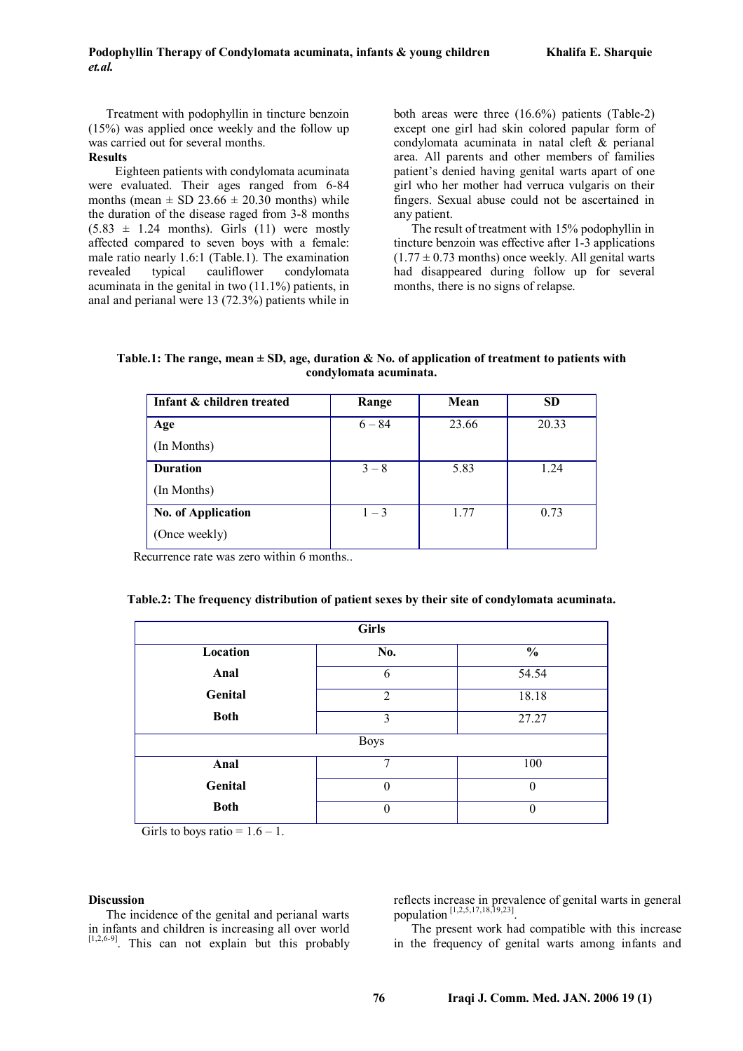Treatment with podophyllin in tincture benzoin (15%) was applied once weekly and the follow up was carried out for several months.

**Results**

Eighteen patients with condylomata acuminata were evaluated. Their ages ranged from 6-84 months (mean ± SD 23.66 ± 20.30 months) while the duration of the disease raged from 3-8 months (5.83 ± 1.24 months). Girls (11) were mostly affected compared to seven boys with a female: male ratio nearly 1.6:1 (Table.1). The examination revealed typical cauliflower condylomata acuminata in the genital in two (11.1%) patients, in anal and perianal were 13 (72.3%) patients while in both areas were three (16.6%) patients (Table-2) except one girl had skin colored papular form of condylomata acuminata in natal cleft & perianal area. All parents and other members of families patient's denied having genital warts apart of one girl who her mother had verruca vulgaris on their fingers. Sexual abuse could not be ascertained in any patient.

The result of treatment with 15% podophyllin in tincture benzoin was effective after 1-3 applications (1.77 ± 0.73 months) once weekly. All genital warts had disappeared during follow up for several months, there is no signs of relapse.

**Table.1: The range, mean ± SD, age, duration & No. of application of treatment to patients with condylomata acuminata.**

| Infant & children treated | Range | Mean | SD |
|---|---|---|---|
| **Age** (In Months) | 6 – 84 | 23.66 | 20.33 |
| **Duration** (In Months) | 3 – 8 | 5.83 | 1.24 |
| **No. of Application** (Once weekly) | 1 – 3 | 1.77 | 0.73 |

Recurrence rate was zero within 6 months..

**Table.2: The frequency distribution of patient sexes by their site of condylomata acuminata.**

| Location | No. | % |
|---|---|---|
| **Girls** | | |
| **Anal** | 6 | 54.54 |
| **Genital** | 2 | 18.18 |
| **Both** | 3 | 27.27 |
| Boys | | |
| **Anal** | 7 | 100 |
| **Genital** | 0 | 0 |
| **Both** | 0 | 0 |

Girls to boys ratio = 1.6 – 1.

**Discussion**

The incidence of the genital and perianal warts in infants and children is increasing all over world [1,2,6-9]. This can not explain but this probably reflects increase in prevalence of genital warts in general population [1,2,5,17,18,19,23].

The present work had compatible with this increase in the frequency of genital warts among infants and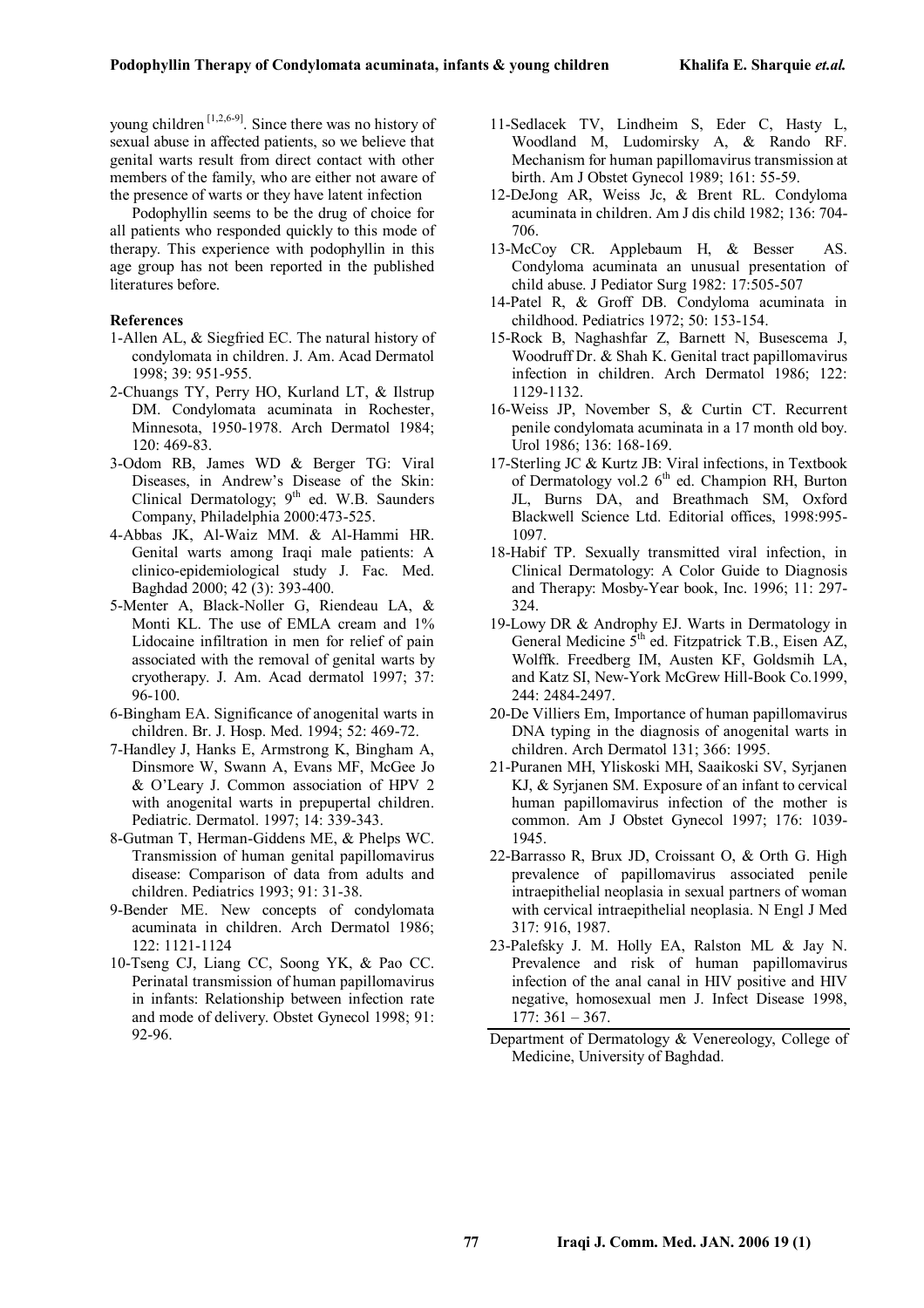young children [1,2,6-9]. Since there was no history of sexual abuse in affected patients, so we believe that genital warts result from direct contact with other members of the family, who are either not aware of the presence of warts or they have latent infection

Podophyllin seems to be the drug of choice for all patients who responded quickly to this mode of therapy. This experience with podophyllin in this age group has not been reported in the published literatures before.

**References**

1-Allen AL, & Siegfried EC. The natural history of condylomata in children. J. Am. Acad Dermatol 1998; 39: 951-955.

2-Chuangs TY, Perry HO, Kurland LT, & Ilstrup DM. Condylomata acuminata in Rochester, Minnesota, 1950-1978. Arch Dermatol 1984; 120: 469-83.

3-Odom RB, James WD & Berger TG: Viral Diseases, in Andrew's Disease of the Skin: Clinical Dermatology; 9th ed. W.B. Saunders Company, Philadelphia 2000:473-525.

4-Abbas JK, Al-Waiz MM. & Al-Hammi HR. Genital warts among Iraqi male patients: A clinico-epidemiological study J. Fac. Med. Baghdad 2000; 42 (3): 393-400.

5-Menter A, Black-Noller G, Riendeau LA, & Monti KL. The use of EMLA cream and 1% Lidocaine infiltration in men for relief of pain associated with the removal of genital warts by cryotherapy. J. Am. Acad dermatol 1997; 37: 96-100.

6-Bingham EA. Significance of anogenital warts in children. Br. J. Hosp. Med. 1994; 52: 469-72.

7-Handley J, Hanks E, Armstrong K, Bingham A, Dinsmore W, Swann A, Evans MF, McGee Jo & O'Leary J. Common association of HPV 2 with anogenital warts in prepupertal children. Pediatric. Dermatol. 1997; 14: 339-343.

8-Gutman T, Herman-Giddens ME, & Phelps WC. Transmission of human genital papillomavirus disease: Comparison of data from adults and children. Pediatrics 1993; 91: 31-38.

9-Bender ME. New concepts of condylomata acuminata in children. Arch Dermatol 1986; 122: 1121-1124

10-Tseng CJ, Liang CC, Soong YK, & Pao CC. Perinatal transmission of human papillomavirus in infants: Relationship between infection rate and mode of delivery. Obstet Gynecol 1998; 91: 92-96.

11-Sedlacek TV, Lindheim S, Eder C, Hasty L, Woodland M, Ludomirsky A, & Rando RF. Mechanism for human papillomavirus transmission at birth. Am J Obstet Gynecol 1989; 161: 55-59.

12-DeJong AR, Weiss Jc, & Brent RL. Condyloma acuminata in children. Am J dis child 1982; 136: 704-706.

13-McCoy CR. Applebaum H, & Besser AS. Condyloma acuminata an unusual presentation of child abuse. J Pediator Surg 1982: 17:505-507

14-Patel R, & Groff DB. Condyloma acuminata in childhood. Pediatrics 1972; 50: 153-154.

15-Rock B, Naghashfar Z, Barnett N, Busescema J, Woodruff Dr. & Shah K. Genital tract papillomavirus infection in children. Arch Dermatol 1986; 122: 1129-1132.

16-Weiss JP, November S, & Curtin CT. Recurrent penile condylomata acuminata in a 17 month old boy. Urol 1986; 136: 168-169.

17-Sterling JC & Kurtz JB: Viral infections, in Textbook of Dermatology vol.2 6th ed. Champion RH, Burton JL, Burns DA, and Breathmach SM, Oxford Blackwell Science Ltd. Editorial offices, 1998:995-1097.

18-Habif TP. Sexually transmitted viral infection, in Clinical Dermatology: A Color Guide to Diagnosis and Therapy: Mosby-Year book, Inc. 1996; 11: 297-324.

19-Lowy DR & Androphy EJ. Warts in Dermatology in General Medicine 5th ed. Fitzpatrick T.B., Eisen AZ, Wolffk. Freedberg IM, Austen KF, Goldsmih LA, and Katz SI, New-York McGrew Hill-Book Co.1999, 244: 2484-2497.

20-De Villiers Em, Importance of human papillomavirus DNA typing in the diagnosis of anogenital warts in children. Arch Dermatol 131; 366: 1995.

21-Puranen MH, Yliskoski MH, Saaikoski SV, Syrjanen KJ, & Syrjanen SM. Exposure of an infant to cervical human papillomavirus infection of the mother is common. Am J Obstet Gynecol 1997; 176: 1039-1945.

22-Barrasso R, Brux JD, Croissant O, & Orth G. High prevalence of papillomavirus associated penile intraepithelial neoplasia in sexual partners of woman with cervical intraepithelial neoplasia. N Engl J Med 317: 916, 1987.

23-Palefsky J. M. Holly EA, Ralston ML & Jay N. Prevalence and risk of human papillomavirus infection of the anal canal in HIV positive and HIV negative, homosexual men J. Infect Disease 1998, 177: 361 – 367.

Department of Dermatology & Venereology, College of Medicine, University of Baghdad.